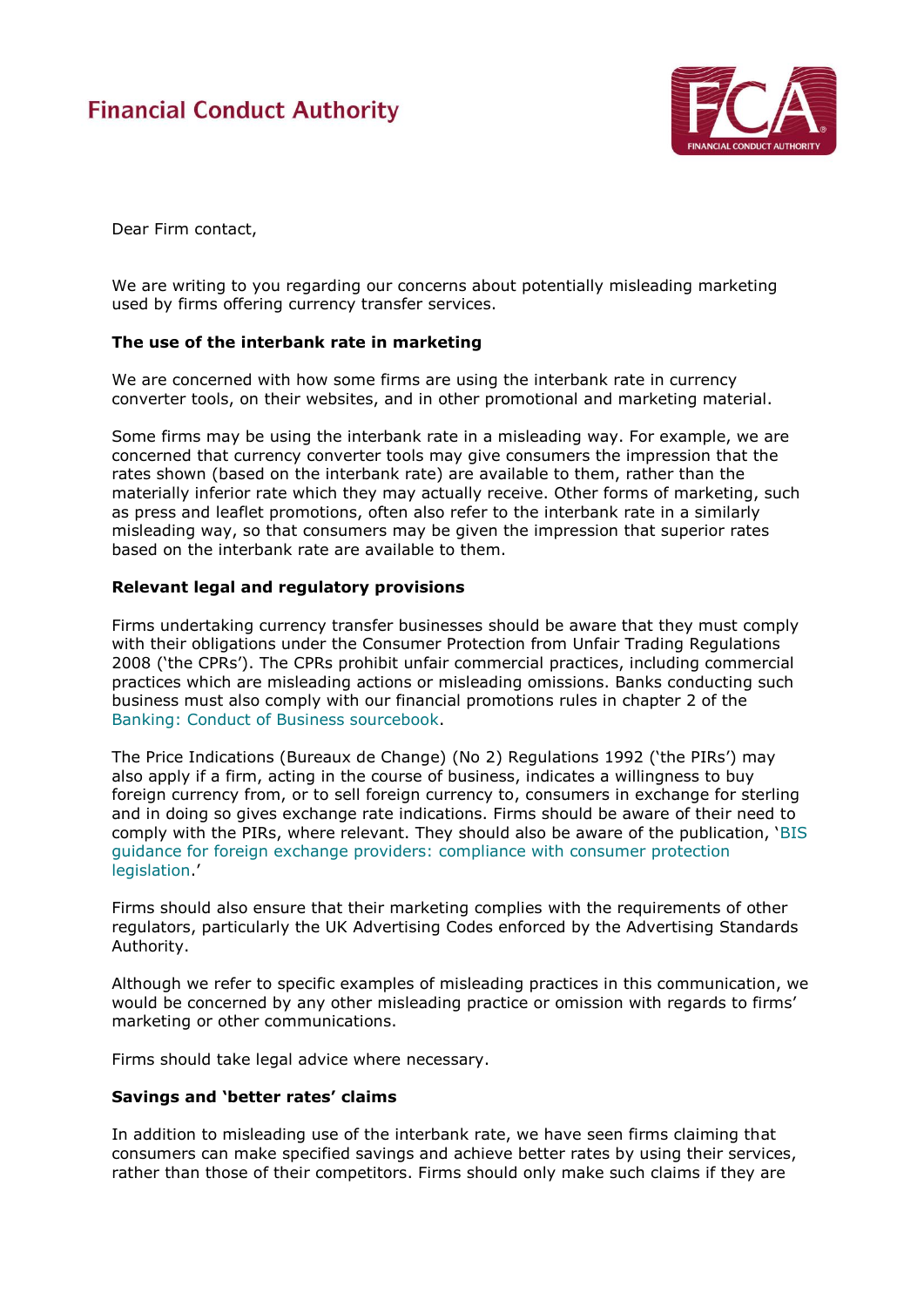Financial Conduct Authority

Dear Firm contact,

We are writing to you regarding our concerns about potentially misleading marketing used by firms offering currency transfer services.

**The use of the interbank rate in marketing**

We are concerned with how some firms are using the interbank rate in currency converter tools, on their websites, and in other promotional and marketing material.

Some firms may be using the interbank rate in a misleading way. For example, we are concerned that currency converter tools may give consumers the impression that the rates shown (based on the interbank rate) are available to them, rather than the materially inferior rate which they may actually receive. Other forms of marketing, such as press and leaflet promotions, often also refer to the interbank rate in a similarly misleading way, so that consumers may be given the impression that superior rates based on the interbank rate are available to them.

**Relevant legal and regulatory provisions**

Firms undertaking currency transfer businesses should be aware that they must comply with their obligations under the Consumer Protection from Unfair Trading Regulations 2008 ('the CPRs'). The CPRs prohibit unfair commercial practices, including commercial practices which are misleading actions or misleading omissions. Banks conducting such business must also comply with our financial promotions rules in chapter 2 of the Banking: Conduct of Business sourcebook.

The Price Indications (Bureaux de Change) (No 2) Regulations 1992 ('the PIRs') may also apply if a firm, acting in the course of business, indicates a willingness to buy foreign currency from, or to sell foreign currency to, consumers in exchange for sterling and in doing so gives exchange rate indications. Firms should be aware of their need to comply with the PIRs, where relevant. They should also be aware of the publication, 'BIS guidance for foreign exchange providers: compliance with consumer protection legislation.'

Firms should also ensure that their marketing complies with the requirements of other regulators, particularly the UK Advertising Codes enforced by the Advertising Standards Authority.

Although we refer to specific examples of misleading practices in this communication, we would be concerned by any other misleading practice or omission with regards to firms' marketing or other communications.

Firms should take legal advice where necessary.

**Savings and 'better rates' claims**

In addition to misleading use of the interbank rate, we have seen firms claiming that consumers can make specified savings and achieve better rates by using their services, rather than those of their competitors. Firms should only make such claims if they are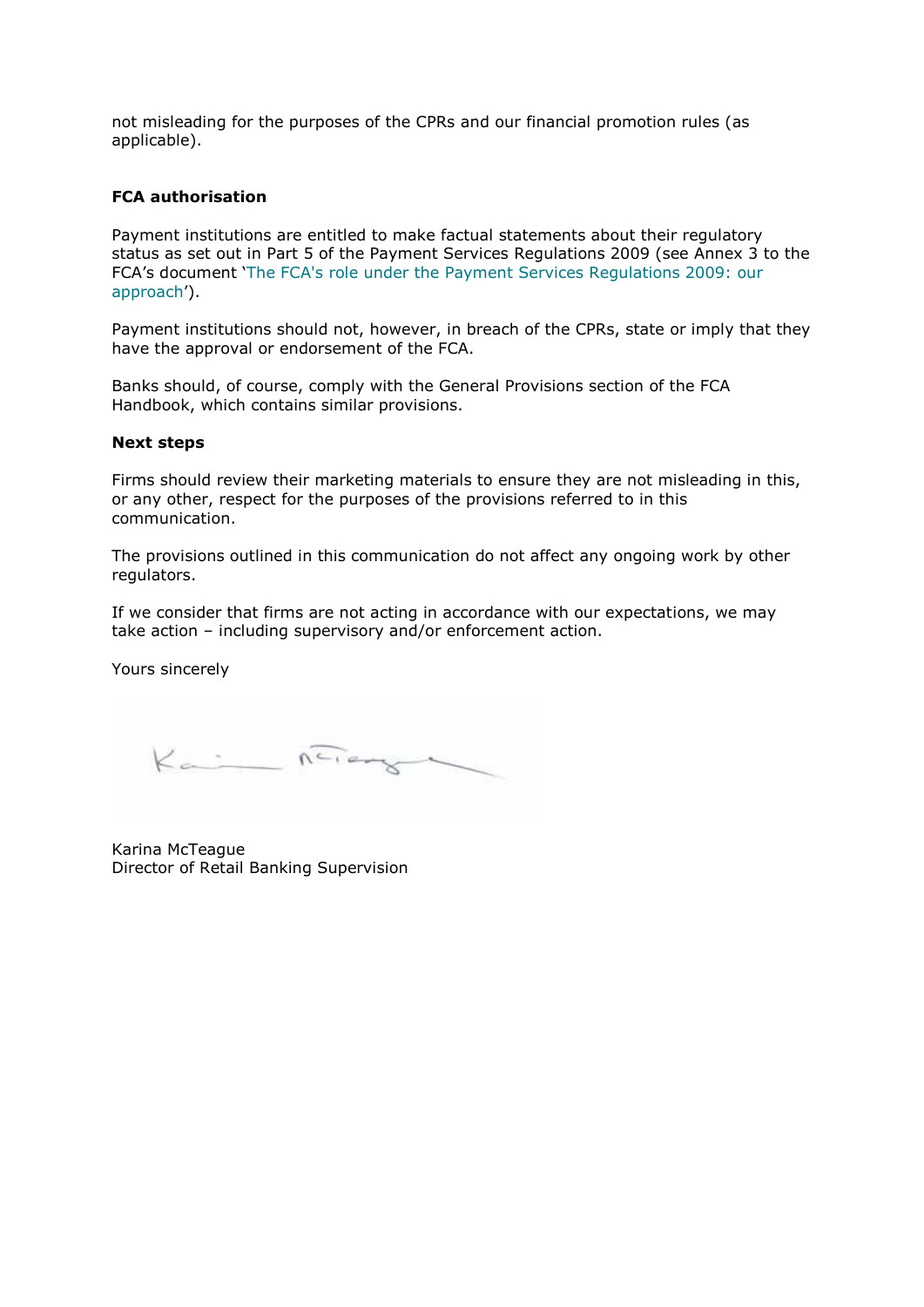not misleading for the purposes of the CPRs and our financial promotion rules (as applicable).

**FCA authorisation**

Payment institutions are entitled to make factual statements about their regulatory status as set out in Part 5 of the Payment Services Regulations 2009 (see Annex 3 to the FCA's document 'The FCA's role under the Payment Services Regulations 2009: our approach').

Payment institutions should not, however, in breach of the CPRs, state or imply that they have the approval or endorsement of the FCA.

Banks should, of course, comply with the General Provisions section of the FCA Handbook, which contains similar provisions.

**Next steps**

Firms should review their marketing materials to ensure they are not misleading in this, or any other, respect for the purposes of the provisions referred to in this communication.

The provisions outlined in this communication do not affect any ongoing work by other regulators.

If we consider that firms are not acting in accordance with our expectations, we may take action – including supervisory and/or enforcement action.

Yours sincerely

Karina McTeague
Director of Retail Banking Supervision